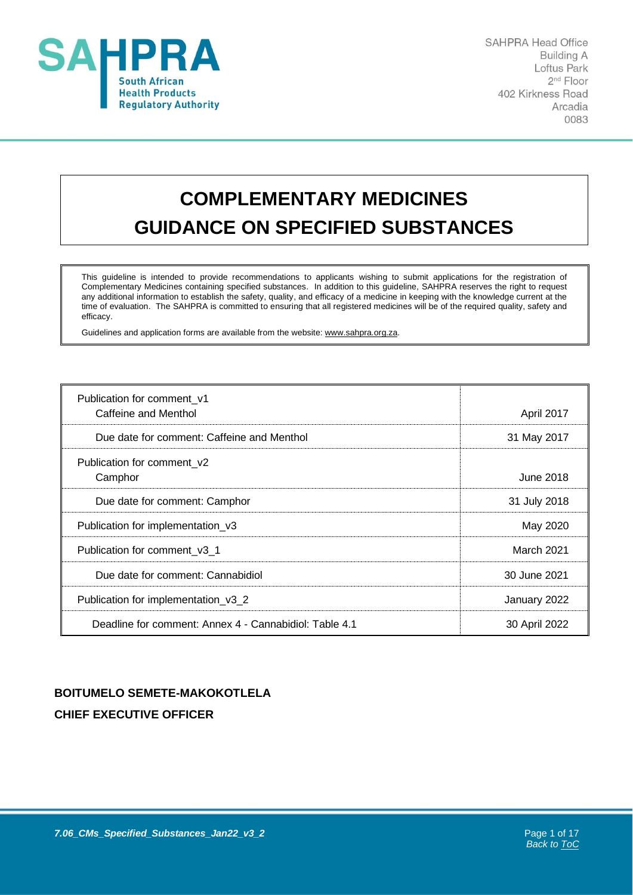# COMPLEMENTARY MEDICINES GUIDANCE ON SPECIFIED SUBSTANCES

This guideline is intended to provide recommendations to applicants wishing to submit applications for the registration of Complementary Medicines containing specified substances. In addition to this guideline, SAHPRA reserves the right to request any additional information to establish the safety, quality, and efficacy of a medicine in keeping with the knowledge current at the time of evaluation. The SAHPRA is committed to ensuring that all registered medicines will be of the required quality, safety and efficacy.

Guidelines and application forms are available from the website: www.sahpra.org.za.

| | |
|---|---|
| Publication for comment_v1<br>Caffeine and Menthol | April 2017 |
| Due date for comment: Caffeine and Menthol | 31 May 2017 |
| Publication for comment_v2<br>Camphor | June 2018 |
| Due date for comment: Camphor | 31 July 2018 |
| Publication for implementation_v3 | May 2020 |
| Publication for comment_v3_1 | March 2021 |
| Due date for comment: Cannabidiol | 30 June 2021 |
| Publication for implementation_v3_2 | January 2022 |
| Deadline for comment: Annex 4 - Cannabidiol: Table 4.1 | 30 April 2022 |

**BOITUMELO SEMETE-MAKOKOTLELA**

**CHIEF EXECUTIVE OFFICER**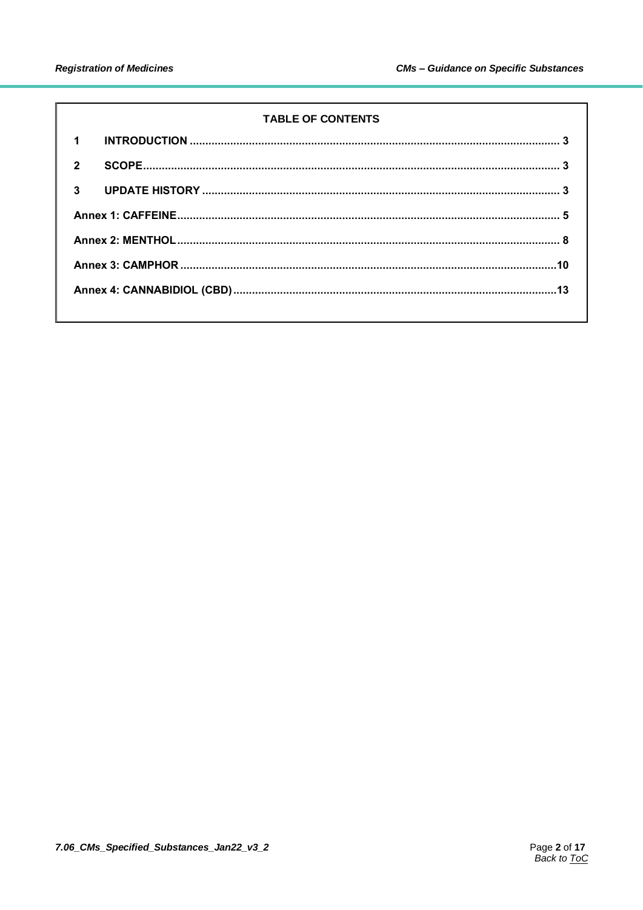**TABLE OF CONTENTS**

| | | |
|---|---|---|
| 1 | INTRODUCTION | 3 |
| 2 | SCOPE | 3 |
| 3 | UPDATE HISTORY | 3 |
| Annex 1: CAFFEINE | | 5 |
| Annex 2: MENTHOL | | 8 |
| Annex 3: CAMPHOR | | 10 |
| Annex 4: CANNABIDIOL (CBD) | | 13 |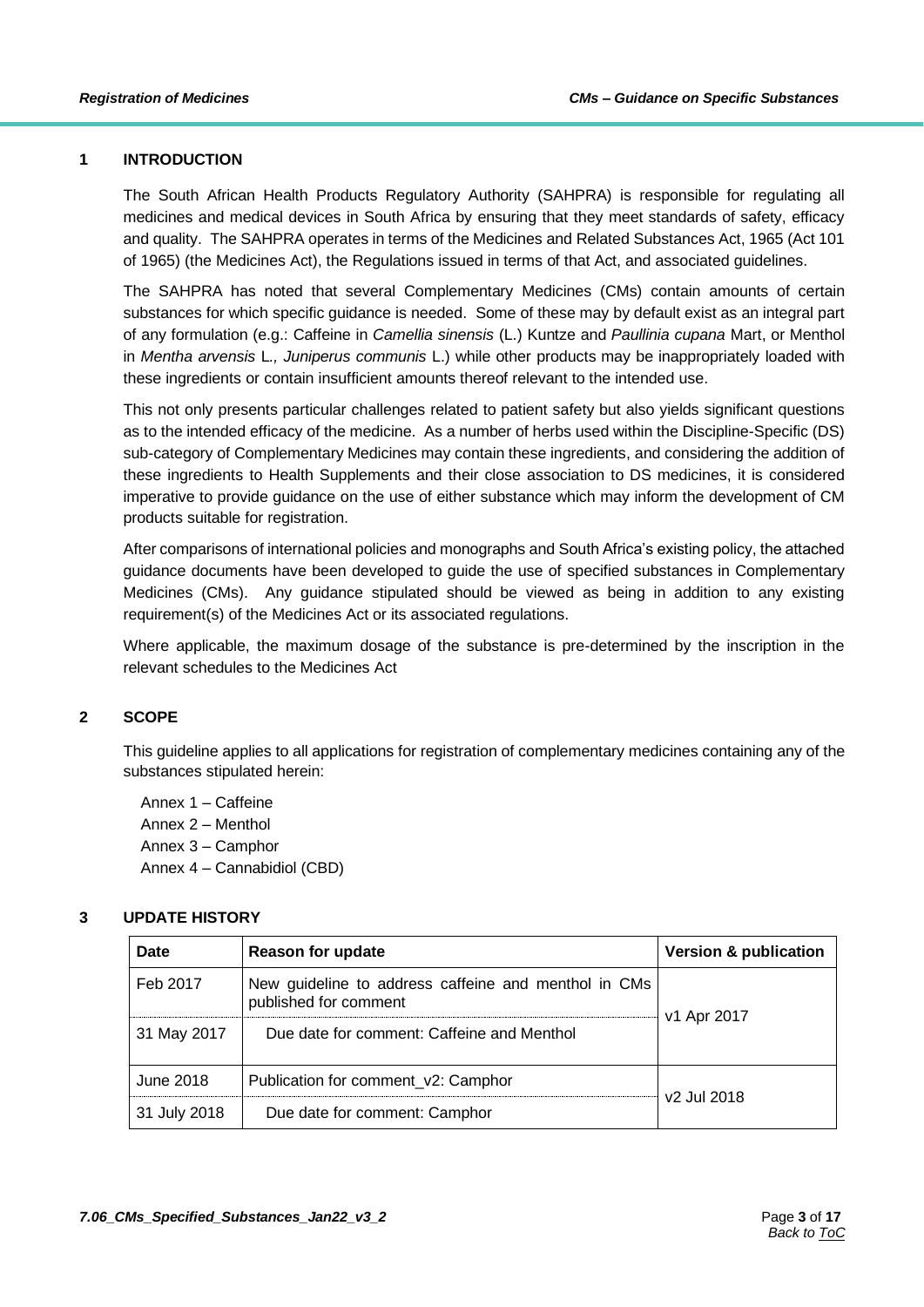## 1 INTRODUCTION

The South African Health Products Regulatory Authority (SAHPRA) is responsible for regulating all medicines and medical devices in South Africa by ensuring that they meet standards of safety, efficacy and quality. The SAHPRA operates in terms of the Medicines and Related Substances Act, 1965 (Act 101 of 1965) (the Medicines Act), the Regulations issued in terms of that Act, and associated guidelines.

The SAHPRA has noted that several Complementary Medicines (CMs) contain amounts of certain substances for which specific guidance is needed. Some of these may by default exist as an integral part of any formulation (e.g.: Caffeine in *Camellia sinensis* (L.) Kuntze and *Paullinia cupana* Mart, or Menthol in *Mentha arvensis* L*., Juniperus communis* L.) while other products may be inappropriately loaded with these ingredients or contain insufficient amounts thereof relevant to the intended use.

This not only presents particular challenges related to patient safety but also yields significant questions as to the intended efficacy of the medicine. As a number of herbs used within the Discipline-Specific (DS) sub-category of Complementary Medicines may contain these ingredients, and considering the addition of these ingredients to Health Supplements and their close association to DS medicines, it is considered imperative to provide guidance on the use of either substance which may inform the development of CM products suitable for registration.

After comparisons of international policies and monographs and South Africa's existing policy, the attached guidance documents have been developed to guide the use of specified substances in Complementary Medicines (CMs). Any guidance stipulated should be viewed as being in addition to any existing requirement(s) of the Medicines Act or its associated regulations.

Where applicable, the maximum dosage of the substance is pre-determined by the inscription in the relevant schedules to the Medicines Act

## 2 SCOPE

This guideline applies to all applications for registration of complementary medicines containing any of the substances stipulated herein:

Annex 1 – Caffeine
Annex 2 – Menthol
Annex 3 – Camphor
Annex 4 – Cannabidiol (CBD)

## 3 UPDATE HISTORY

| Date | Reason for update | Version & publication |
|---|---|---|
| Feb 2017 | New guideline to address caffeine and menthol in CMs published for comment | v1 Apr 2017 |
| 31 May 2017 | Due date for comment: Caffeine and Menthol | |
| June 2018 | Publication for comment_v2: Camphor | v2 Jul 2018 |
| 31 July 2018 | Due date for comment: Camphor | |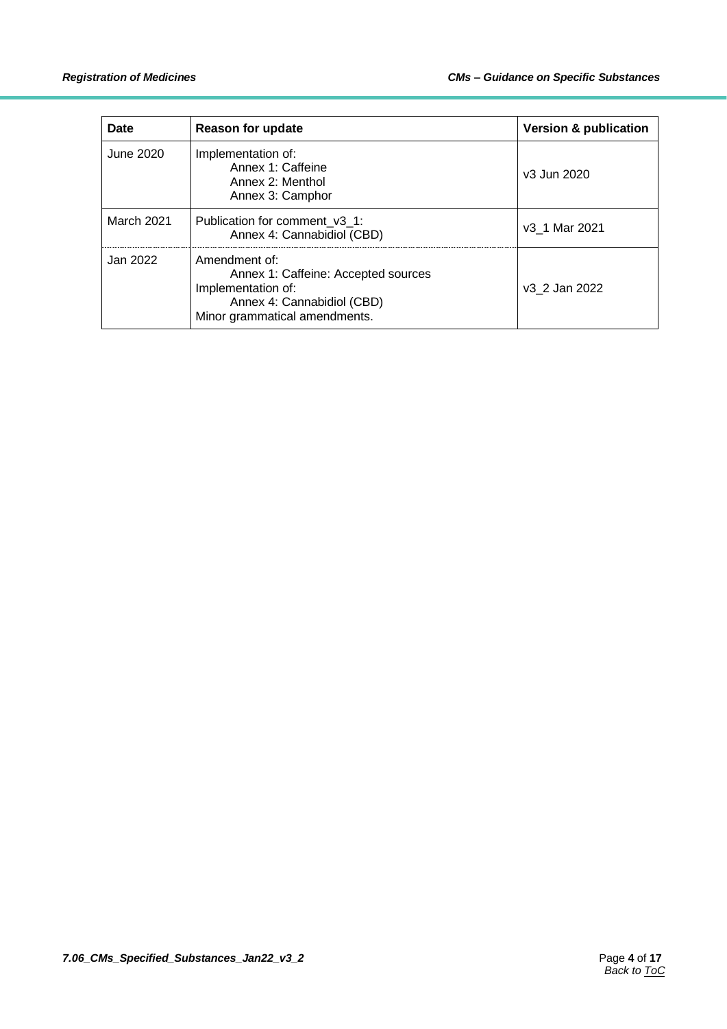| Date | Reason for update | Version & publication |
| --- | --- | --- |
| June 2020 | Implementation of:<br>Annex 1: Caffeine<br>Annex 2: Menthol<br>Annex 3: Camphor | v3 Jun 2020 |
| March 2021 | Publication for comment_v3_1:<br>Annex 4: Cannabidiol (CBD) | v3_1 Mar 2021 |
| Jan 2022 | Amendment of:<br>Annex 1: Caffeine: Accepted sources<br>Implementation of:<br>Annex 4: Cannabidiol (CBD)<br>Minor grammatical amendments. | v3_2 Jan 2022 |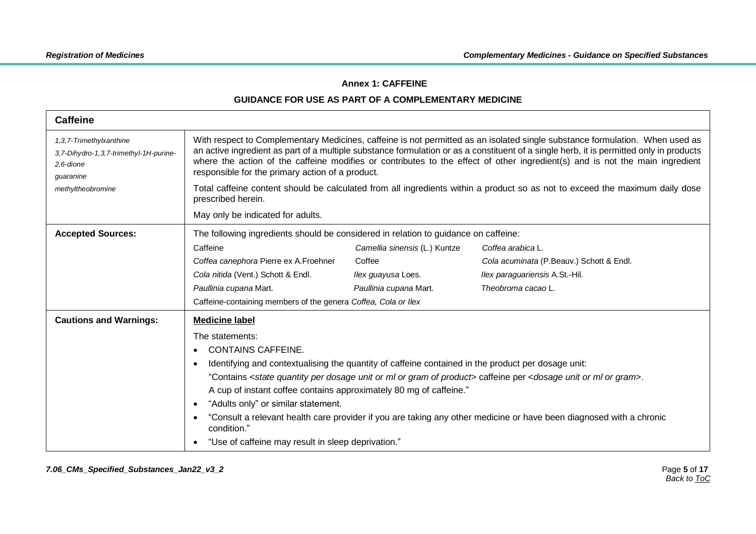## Annex 1: CAFFEINE

### GUIDANCE FOR USE AS PART OF A COMPLEMENTARY MEDICINE

| **Caffeine** | |
|---|---|
| *1,3,7-Trimethylxanthine*<br>*3,7-Dihydro-1,3,7-trimethyl-1H-purine-2,6-dione*<br>*guaranine*<br>*methyltheobromine* | With respect to Complementary Medicines, caffeine is not permitted as an isolated single substance formulation. When used as an active ingredient as part of a multiple substance formulation or as a constituent of a single herb, it is permitted only in products where the action of the caffeine modifies or contributes to the effect of other ingredient(s) and is not the main ingredient responsible for the primary action of a product.<br><br>Total caffeine content should be calculated from all ingredients within a product so as not to exceed the maximum daily dose prescribed herein.<br><br>May only be indicated for adults. |
| **Accepted Sources:** | The following ingredients should be considered in relation to guidance on caffeine:<br>Caffeine; *Camellia sinensis* (L.) Kuntze; *Coffea arabica* L.; *Coffea canephora* Pierre ex A.Froehner; Coffee; *Cola acuminata* (P.Beauv.) Schott & Endl.; *Cola nitida* (Vent.) Schott & Endl.; *Ilex guayusa* Loes.; *Ilex paraguariensis* A.St.-Hil.; *Paullinia cupana* Mart.; *Paullinia cupana* Mart.; *Theobroma cacao* L.<br>Caffeine-containing members of the genera *Coffea, Cola or Ilex* |
| **Cautions and Warnings:** | **Medicine label**<br><br>The statements:<br>• CONTAINS CAFFEINE.<br>• Identifying and contextualising the quantity of caffeine contained in the product per dosage unit:<br>"Contains <*state quantity per dosage unit or ml or gram of product*> caffeine per <*dosage unit or ml or gram*>.<br>A cup of instant coffee contains approximately 80 mg of caffeine."<br>• "Adults only" or similar statement.<br>• "Consult a relevant health care provider if you are taking any other medicine or have been diagnosed with a chronic condition."<br>• "Use of caffeine may result in sleep deprivation." |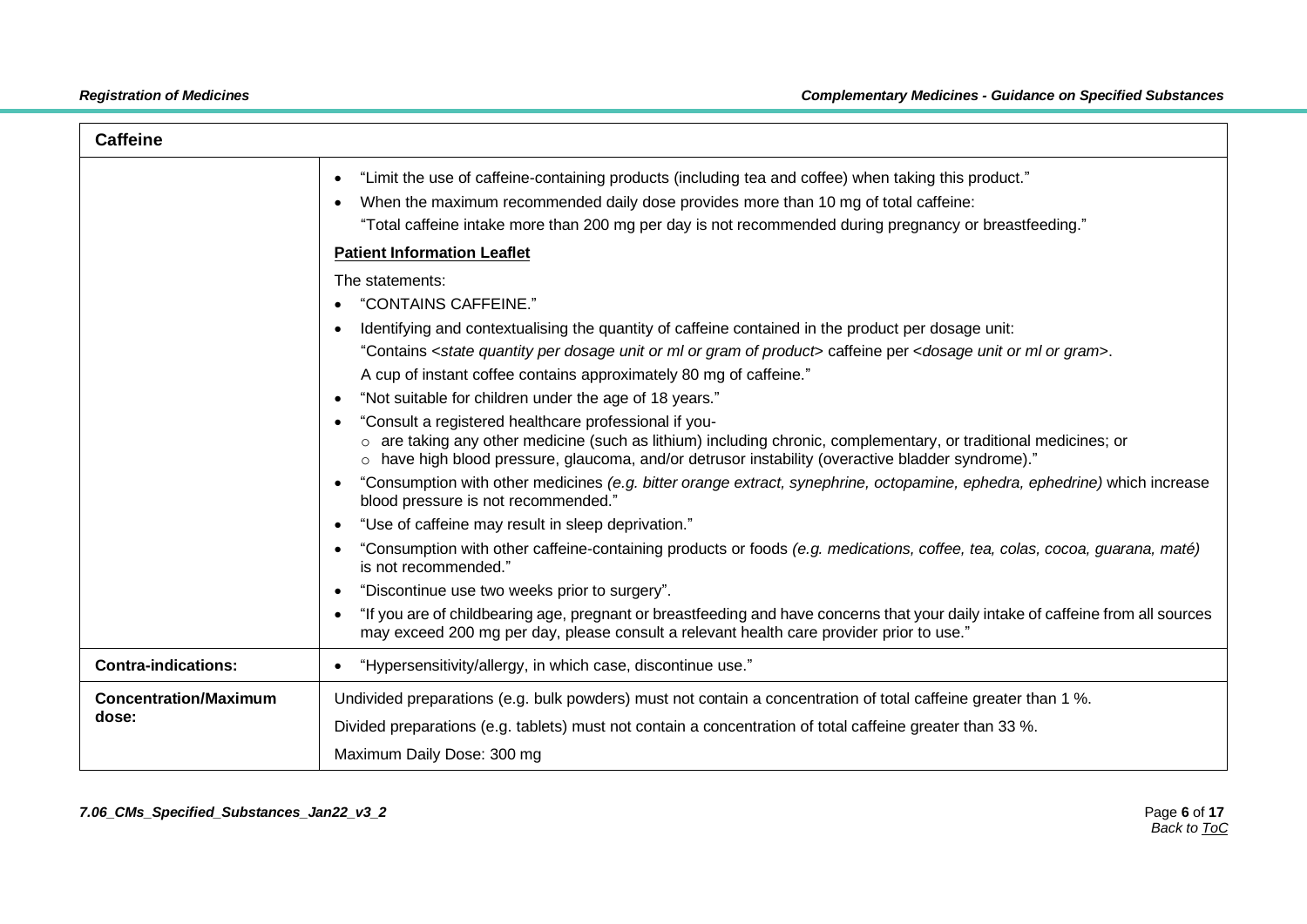| Caffeine | |
|---|---|
| | • "Limit the use of caffeine-containing products (including tea and coffee) when taking this product."<br>• When the maximum recommended daily dose provides more than 10 mg of total caffeine:<br>"Total caffeine intake more than 200 mg per day is not recommended during pregnancy or breastfeeding."<br>**Patient Information Leaflet**<br>The statements:<br>• "CONTAINS CAFFEINE."<br>• Identifying and contextualising the quantity of caffeine contained in the product per dosage unit:<br>"Contains <*state quantity per dosage unit or ml or gram of product*> caffeine per <*dosage unit or ml or gram*>.<br>A cup of instant coffee contains approximately 80 mg of caffeine."<br>• "Not suitable for children under the age of 18 years."<br>• "Consult a registered healthcare professional if you-<br>  ○ are taking any other medicine (such as lithium) including chronic, complementary, or traditional medicines; or<br>  ○ have high blood pressure, glaucoma, and/or detrusor instability (overactive bladder syndrome)."<br>• "Consumption with other medicines *(e.g. bitter orange extract, synephrine, octopamine, ephedra, ephedrine)* which increase blood pressure is not recommended."<br>• "Use of caffeine may result in sleep deprivation."<br>• "Consumption with other caffeine-containing products or foods *(e.g. medications, coffee, tea, colas, cocoa, guarana, maté)* is not recommended."<br>• "Discontinue use two weeks prior to surgery".<br>• "If you are of childbearing age, pregnant or breastfeeding and have concerns that your daily intake of caffeine from all sources may exceed 200 mg per day, please consult a relevant health care provider prior to use." |
| **Contra-indications:** | • "Hypersensitivity/allergy, in which case, discontinue use." |
| **Concentration/Maximum dose:** | Undivided preparations (e.g. bulk powders) must not contain a concentration of total caffeine greater than 1 %.<br>Divided preparations (e.g. tablets) must not contain a concentration of total caffeine greater than 33 %.<br>Maximum Daily Dose: 300 mg |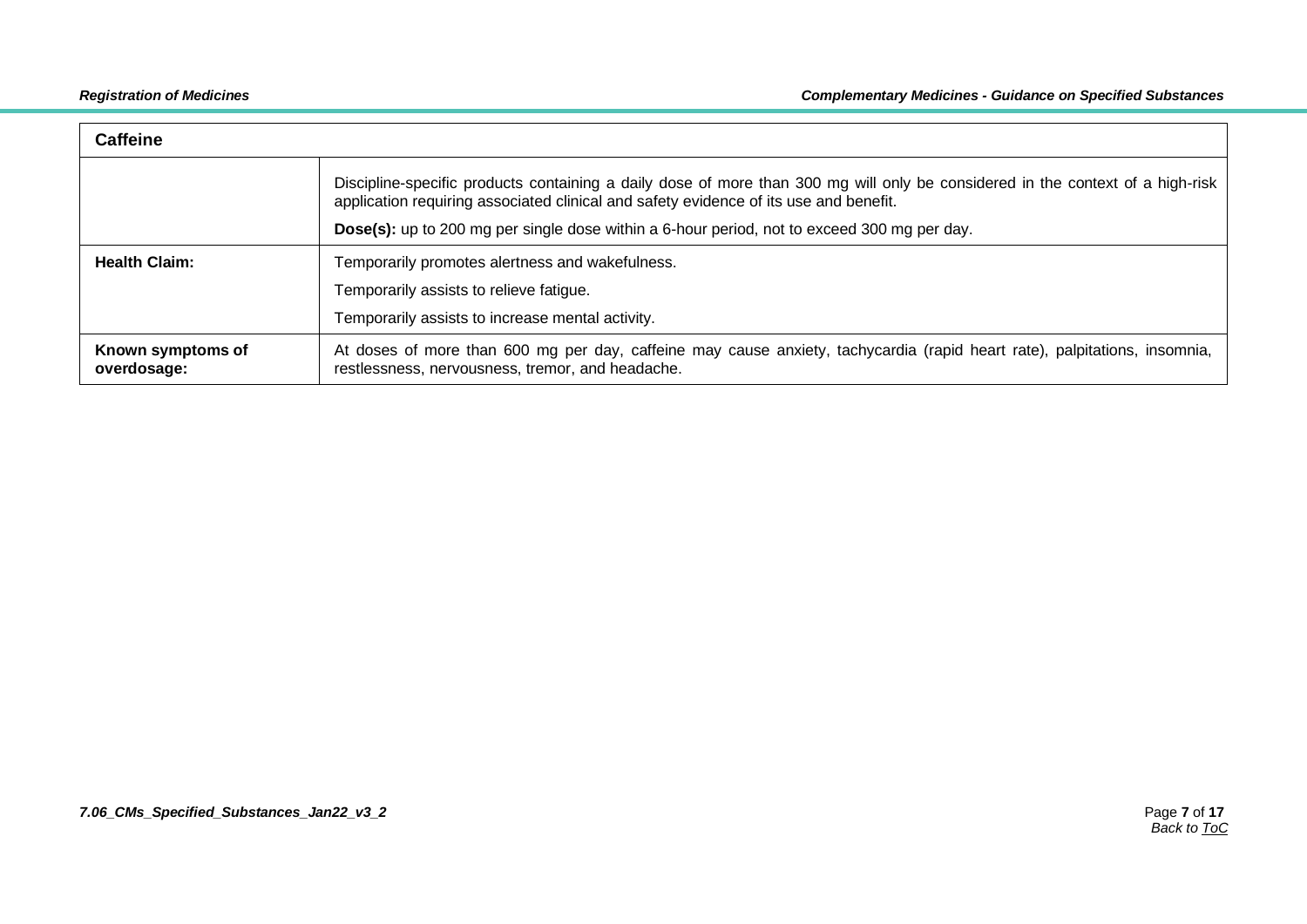| Caffeine | |
|---|---|
| | Discipline-specific products containing a daily dose of more than 300 mg will only be considered in the context of a high-risk application requiring associated clinical and safety evidence of its use and benefit.<br><br>**Dose(s):** up to 200 mg per single dose within a 6-hour period, not to exceed 300 mg per day. |
| **Health Claim:** | Temporarily promotes alertness and wakefulness.<br><br>Temporarily assists to relieve fatigue.<br><br>Temporarily assists to increase mental activity. |
| **Known symptoms of overdosage:** | At doses of more than 600 mg per day, caffeine may cause anxiety, tachycardia (rapid heart rate), palpitations, insomnia, restlessness, nervousness, tremor, and headache. |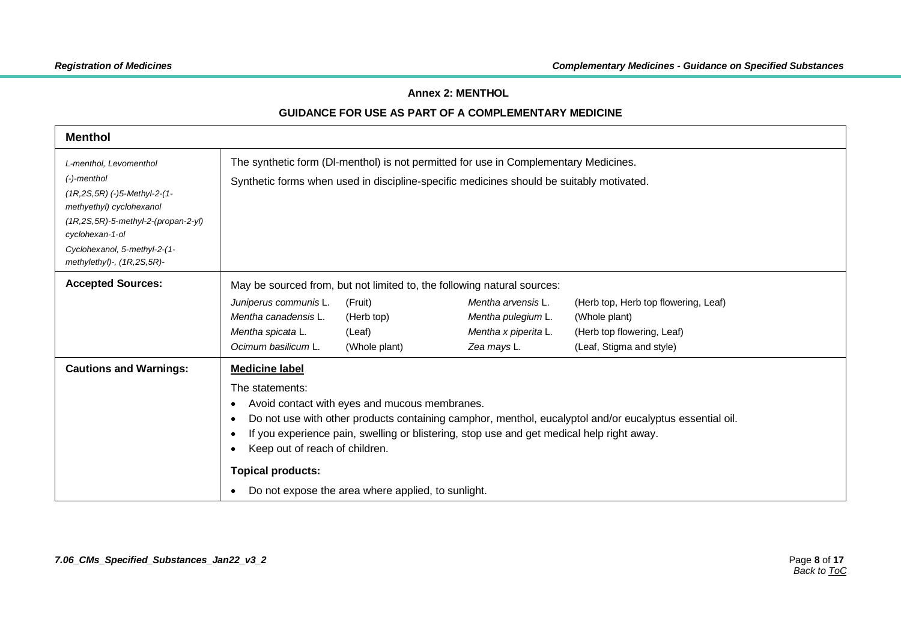**Annex 2: MENTHOL**

**GUIDANCE FOR USE AS PART OF A COMPLEMENTARY MEDICINE**

| **Menthol** | |
|---|---|
| *L-menthol, Levomenthol*<br>*(-)-menthol*<br>*(1R,2S,5R) (-)5-Methyl-2-(1-methyethyl) cyclohexanol*<br>*(1R,2S,5R)-5-methyl-2-(propan-2-yl) cyclohexan-1-ol*<br>*Cyclohexanol, 5-methyl-2-(1-methylethyl)-, (1R,2S,5R)-* | The synthetic form (Dl-menthol) is not permitted for use in Complementary Medicines.<br>Synthetic forms when used in discipline-specific medicines should be suitably motivated. |
| **Accepted Sources:** | May be sourced from, but not limited to, the following natural sources:<br>*Juniperus communis* L. (Fruit)<br>*Mentha canadensis* L. (Herb top)<br>*Mentha spicata* L. (Leaf)<br>*Ocimum basilicum* L. (Whole plant)<br>*Mentha arvensis* L. (Herb top, Herb top flowering, Leaf)<br>*Mentha pulegium* L. (Whole plant)<br>*Mentha x piperita* L. (Herb top flowering, Leaf)<br>*Zea mays* L. (Leaf, Stigma and style) |
| **Cautions and Warnings:** | **<u>Medicine label</u>**<br>The statements:<br>• Avoid contact with eyes and mucous membranes.<br>• Do not use with other products containing camphor, menthol, eucalyptol and/or eucalyptus essential oil.<br>• If you experience pain, swelling or blistering, stop use and get medical help right away.<br>• Keep out of reach of children.<br>**Topical products:**<br>• Do not expose the area where applied, to sunlight. |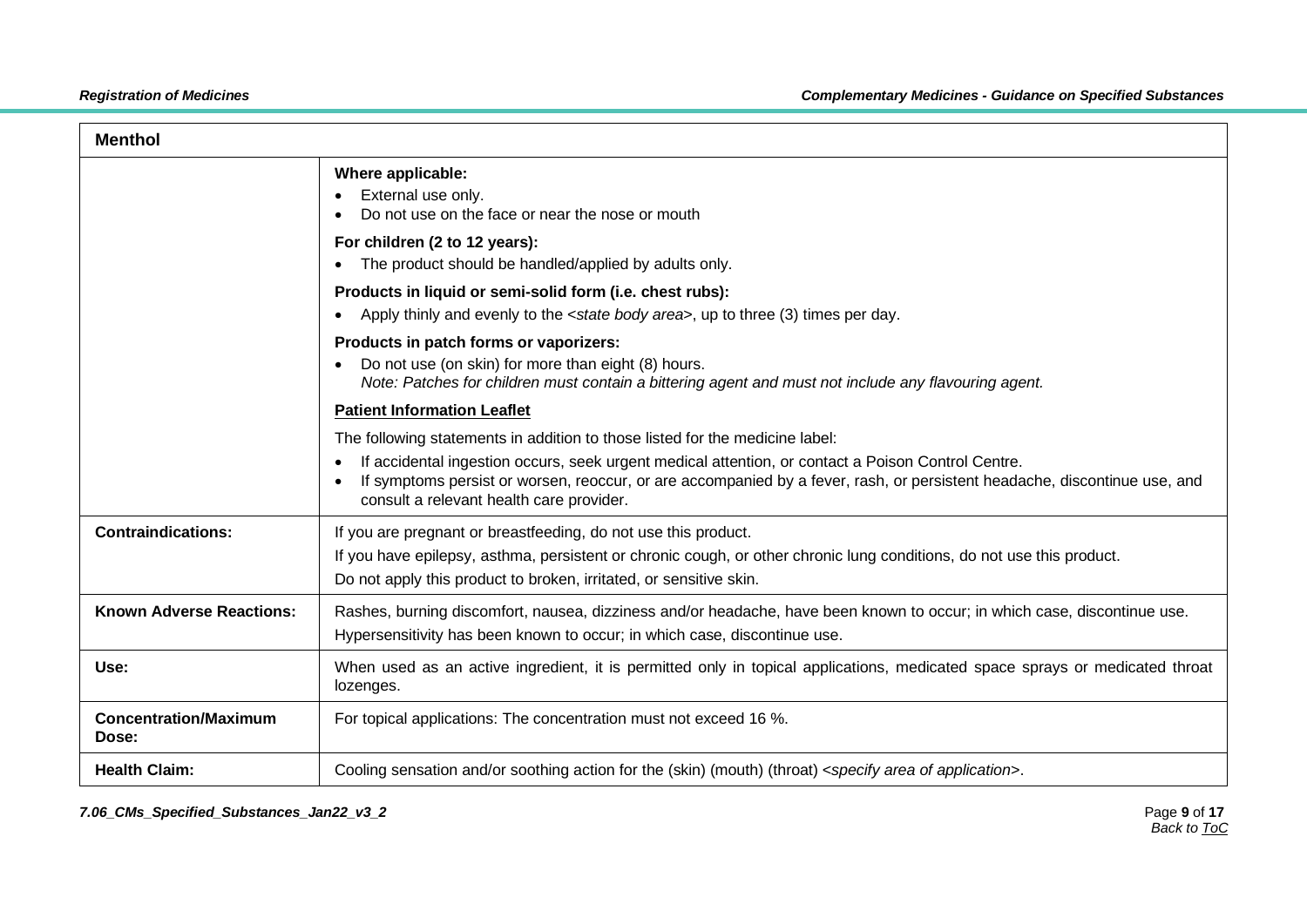| Menthol | |
| --- | --- |
| | **Where applicable:**<br>• External use only.<br>• Do not use on the face or near the nose or mouth<br>**For children (2 to 12 years):**<br>• The product should be handled/applied by adults only.<br>**Products in liquid or semi-solid form (i.e. chest rubs):**<br>• Apply thinly and evenly to the <*state body area*>, up to three (3) times per day.<br>**Products in patch forms or vaporizers:**<br>• Do not use (on skin) for more than eight (8) hours.<br>*Note: Patches for children must contain a bittering agent and must not include any flavouring agent.*<br>**<u>Patient Information Leaflet</u>**<br>The following statements in addition to those listed for the medicine label:<br>• If accidental ingestion occurs, seek urgent medical attention, or contact a Poison Control Centre.<br>• If symptoms persist or worsen, reoccur, or are accompanied by a fever, rash, or persistent headache, discontinue use, and consult a relevant health care provider. |
| **Contraindications:** | If you are pregnant or breastfeeding, do not use this product.<br>If you have epilepsy, asthma, persistent or chronic cough, or other chronic lung conditions, do not use this product.<br>Do not apply this product to broken, irritated, or sensitive skin. |
| **Known Adverse Reactions:** | Rashes, burning discomfort, nausea, dizziness and/or headache, have been known to occur; in which case, discontinue use.<br>Hypersensitivity has been known to occur; in which case, discontinue use. |
| **Use:** | When used as an active ingredient, it is permitted only in topical applications, medicated space sprays or medicated throat lozenges. |
| **Concentration/Maximum Dose:** | For topical applications: The concentration must not exceed 16 %. |
| **Health Claim:** | Cooling sensation and/or soothing action for the (skin) (mouth) (throat) <*specify area of application*>. |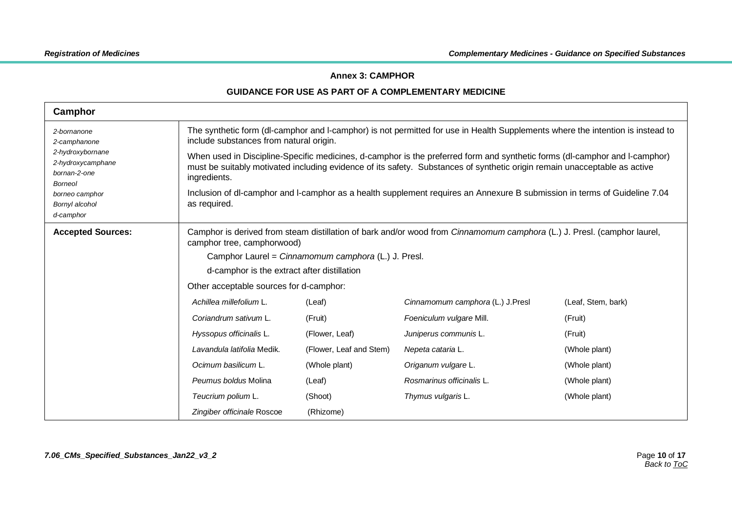**Annex 3: CAMPHOR**

**GUIDANCE FOR USE AS PART OF A COMPLEMENTARY MEDICINE**

| **Camphor** | | | | |
|---|---|---|---|---|
| *2-bornanone*<br>*2-camphanone*<br>*2-hydroxybornane*<br>*2-hydroxycamphane*<br>*bornan-2-one*<br>*Borneol*<br>*borneo camphor*<br>*Bornyl alcohol*<br>*d-camphor* | The synthetic form (dl-camphor and l-camphor) is not permitted for use in Health Supplements where the intention is instead to include substances from natural origin.<br><br>When used in Discipline-Specific medicines, d-camphor is the preferred form and synthetic forms (dl-camphor and l-camphor) must be suitably motivated including evidence of its safety. Substances of synthetic origin remain unacceptable as active ingredients.<br><br>Inclusion of dl-camphor and l-camphor as a health supplement requires an Annexure B submission in terms of Guideline 7.04 as required. | | | |
| **Accepted Sources:** | Camphor is derived from steam distillation of bark and/or wood from *Cinnamomum camphora* (L.) J. Presl. (camphor laurel, camphor tree, camphorwood)<br><br>Camphor Laurel = *Cinnamomum camphora* (L.) J. Presl.<br><br>d-camphor is the extract after distillation<br><br>Other acceptable sources for d-camphor: | | | |
| | *Achillea millefolium* L. | (Leaf) | *Cinnamomum camphora* (L.) J.Presl | (Leaf, Stem, bark) |
| | *Coriandrum sativum* L. | (Fruit) | *Foeniculum vulgare* Mill. | (Fruit) |
| | *Hyssopus officinalis* L. | (Flower, Leaf) | *Juniperus communis* L. | (Fruit) |
| | *Lavandula latifolia* Medik. | (Flower, Leaf and Stem) | *Nepeta cataria* L. | (Whole plant) |
| | *Ocimum basilicum* L. | (Whole plant) | *Origanum vulgare* L. | (Whole plant) |
| | *Peumus boldus* Molina | (Leaf) | *Rosmarinus officinalis* L. | (Whole plant) |
| | *Teucrium polium* L. | (Shoot) | *Thymus vulgaris* L. | (Whole plant) |
| | *Zingiber officinale* Roscoe | (Rhizome) | | |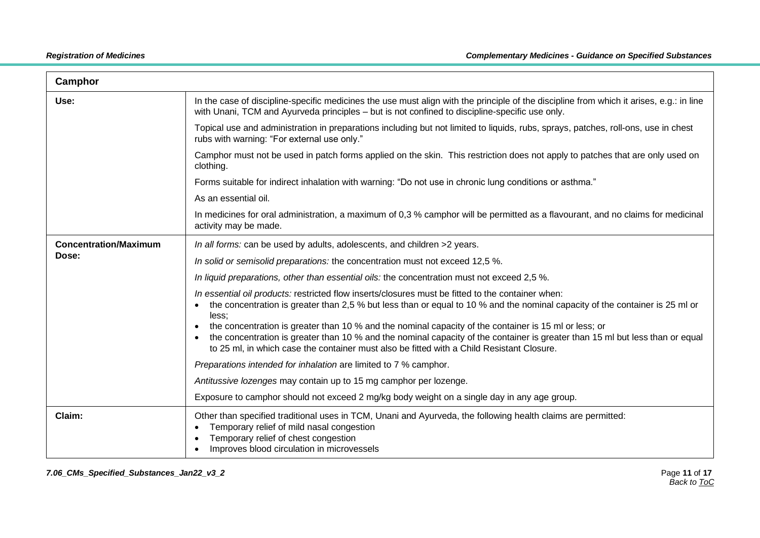| Camphor | |
|---|---|
| **Use:** | In the case of discipline-specific medicines the use must align with the principle of the discipline from which it arises, e.g.: in line with Unani, TCM and Ayurveda principles – but is not confined to discipline-specific use only.<br><br>Topical use and administration in preparations including but not limited to liquids, rubs, sprays, patches, roll-ons, use in chest rubs with warning: "For external use only."<br><br>Camphor must not be used in patch forms applied on the skin. This restriction does not apply to patches that are only used on clothing.<br><br>Forms suitable for indirect inhalation with warning: "Do not use in chronic lung conditions or asthma."<br><br>As an essential oil.<br><br>In medicines for oral administration, a maximum of 0,3 % camphor will be permitted as a flavourant, and no claims for medicinal activity may be made. |
| **Concentration/Maximum Dose:** | *In all forms:* can be used by adults, adolescents, and children >2 years.<br><br>*In solid or semisolid preparations:* the concentration must not exceed 12,5 %.<br><br>*In liquid preparations, other than essential oils:* the concentration must not exceed 2,5 %.<br><br>*In essential oil products:* restricted flow inserts/closures must be fitted to the container when:<br>• the concentration is greater than 2,5 % but less than or equal to 10 % and the nominal capacity of the container is 25 ml or less;<br>• the concentration is greater than 10 % and the nominal capacity of the container is 15 ml or less; or<br>• the concentration is greater than 10 % and the nominal capacity of the container is greater than 15 ml but less than or equal to 25 ml, in which case the container must also be fitted with a Child Resistant Closure.<br><br>*Preparations intended for inhalation* are limited to 7 % camphor.<br><br>*Antitussive lozenges* may contain up to 15 mg camphor per lozenge.<br><br>Exposure to camphor should not exceed 2 mg/kg body weight on a single day in any age group. |
| **Claim:** | Other than specified traditional uses in TCM, Unani and Ayurveda, the following health claims are permitted:<br>• Temporary relief of mild nasal congestion<br>• Temporary relief of chest congestion<br>• Improves blood circulation in microvessels |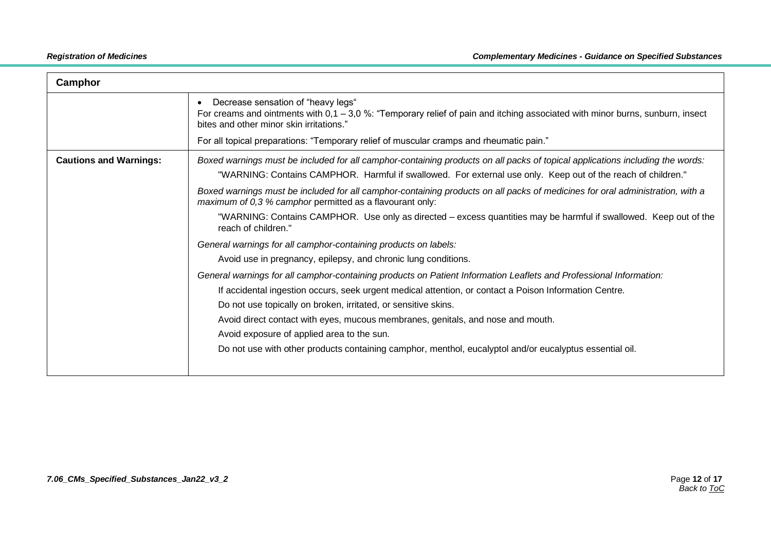| Camphor | |
|---|---|
| | • Decrease sensation of "heavy legs" For creams and ointments with 0,1 – 3,0 %: "Temporary relief of pain and itching associated with minor burns, sunburn, insect bites and other minor skin irritations." <br><br> For all topical preparations: "Temporary relief of muscular cramps and rheumatic pain." |
| **Cautions and Warnings:** | *Boxed warnings must be included for all camphor-containing products on all packs of topical applications including the words:* <br> "WARNING: Contains CAMPHOR. Harmful if swallowed. For external use only. Keep out of the reach of children." <br><br> *Boxed warnings must be included for all camphor-containing products on all packs of medicines for oral administration, with a maximum of 0,3 % camphor* permitted as a flavourant only: <br> "WARNING: Contains CAMPHOR. Use only as directed – excess quantities may be harmful if swallowed. Keep out of the reach of children." <br><br> *General warnings for all camphor-containing products on labels:* <br> Avoid use in pregnancy, epilepsy, and chronic lung conditions. <br><br> *General warnings for all camphor-containing products on Patient Information Leaflets and Professional Information:* <br> If accidental ingestion occurs, seek urgent medical attention, or contact a Poison Information Centre. <br> Do not use topically on broken, irritated, or sensitive skins. <br> Avoid direct contact with eyes, mucous membranes, genitals, and nose and mouth. <br> Avoid exposure of applied area to the sun. <br> Do not use with other products containing camphor, menthol, eucalyptol and/or eucalyptus essential oil. |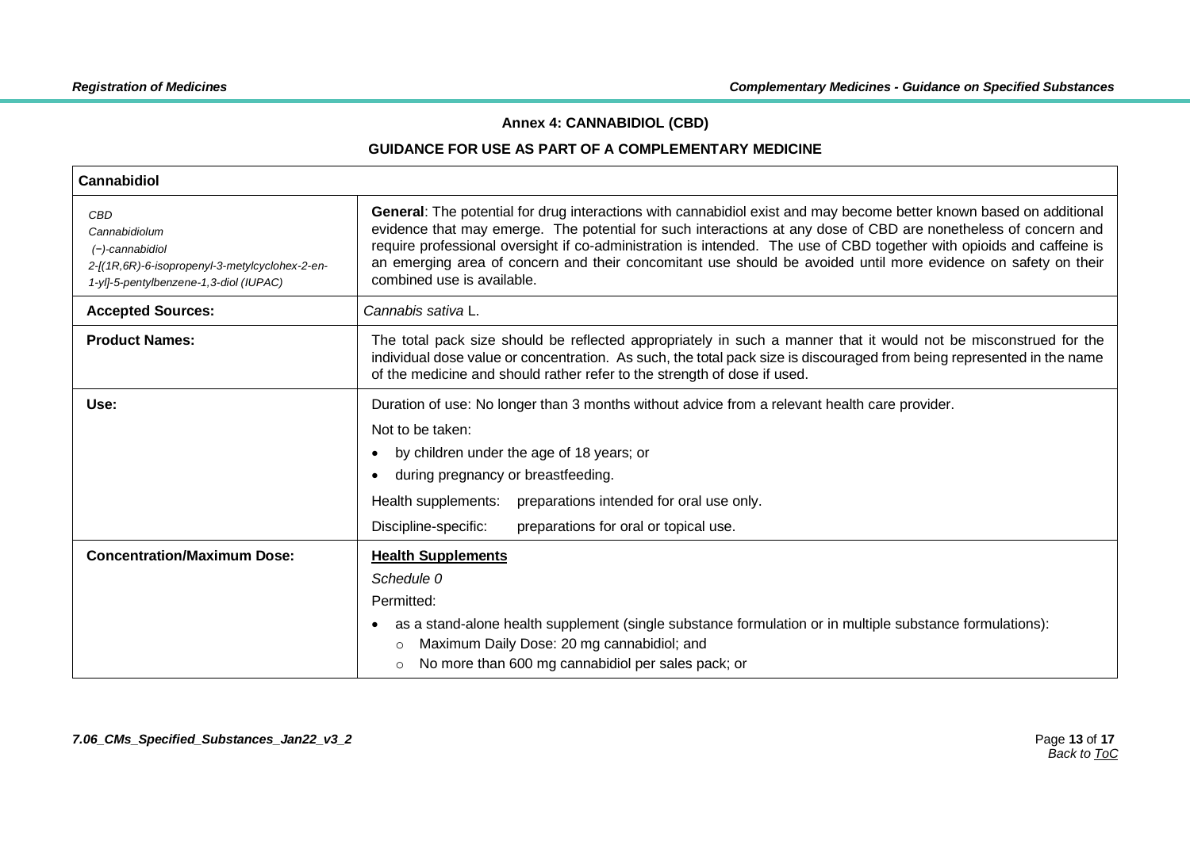## Annex 4: CANNABIDIOL (CBD)

### GUIDANCE FOR USE AS PART OF A COMPLEMENTARY MEDICINE

| **Cannabidiol** | |
|---|---|
| *CBD*<br>*Cannabidiolum*<br>*(−)-cannabidiol*<br>*2-[(1R,6R)-6-isopropenyl-3-metylcyclohex-2-en-1-yl]-5-pentylbenzene-1,3-diol (IUPAC)* | **General**: The potential for drug interactions with cannabidiol exist and may become better known based on additional evidence that may emerge. The potential for such interactions at any dose of CBD are nonetheless of concern and require professional oversight if co-administration is intended. The use of CBD together with opioids and caffeine is an emerging area of concern and their concomitant use should be avoided until more evidence on safety on their combined use is available. |
| **Accepted Sources:** | *Cannabis sativa* L. |
| **Product Names:** | The total pack size should be reflected appropriately in such a manner that it would not be misconstrued for the individual dose value or concentration. As such, the total pack size is discouraged from being represented in the name of the medicine and should rather refer to the strength of dose if used. |
| **Use:** | Duration of use: No longer than 3 months without advice from a relevant health care provider.<br>Not to be taken:<br>• by children under the age of 18 years; or<br>• during pregnancy or breastfeeding.<br>Health supplements: preparations intended for oral use only.<br>Discipline-specific: preparations for oral or topical use. |
| **Concentration/Maximum Dose:** | **<u>Health Supplements</u>**<br>*Schedule 0*<br>Permitted:<br>• as a stand-alone health supplement (single substance formulation or in multiple substance formulations):<br>&nbsp;&nbsp;&nbsp;&nbsp;○ Maximum Daily Dose: 20 mg cannabidiol; and<br>&nbsp;&nbsp;&nbsp;&nbsp;○ No more than 600 mg cannabidiol per sales pack; or |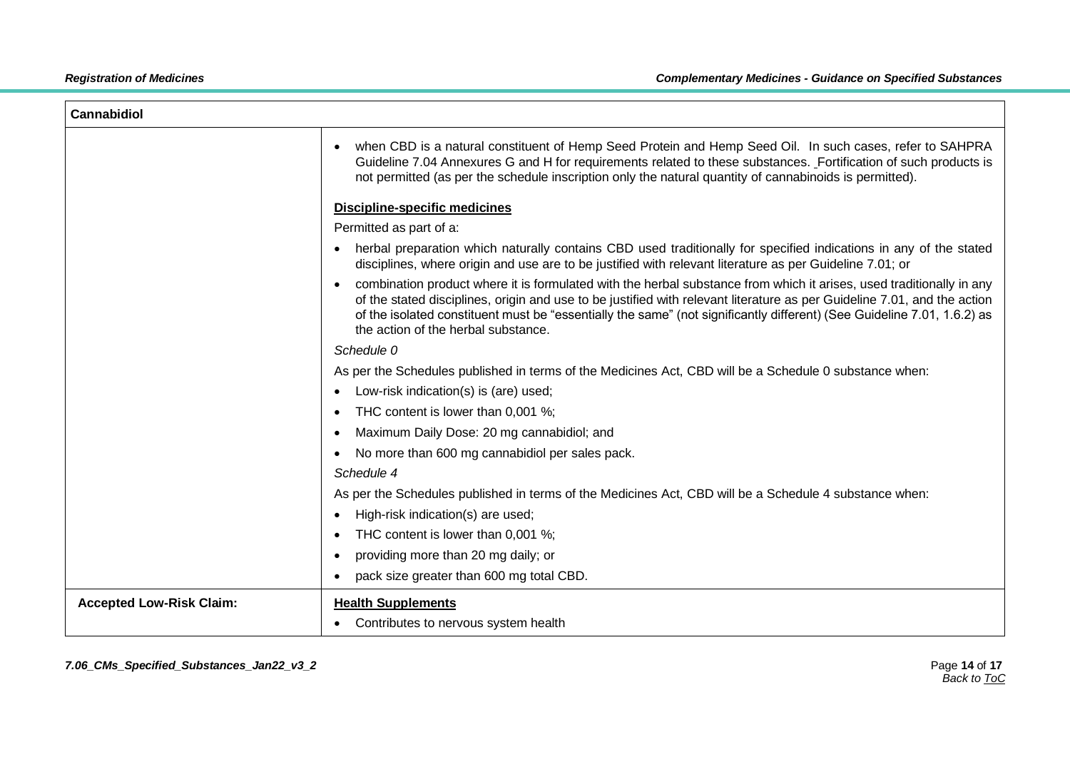| Cannabidiol | |
|---|---|
| | • when CBD is a natural constituent of Hemp Seed Protein and Hemp Seed Oil. In such cases, refer to SAHPRA Guideline 7.04 Annexures G and H for requirements related to these substances. Fortification of such products is not permitted (as per the schedule inscription only the natural quantity of cannabinoids is permitted).<br><br>**Discipline-specific medicines**<br>Permitted as part of a:<br>• herbal preparation which naturally contains CBD used traditionally for specified indications in any of the stated disciplines, where origin and use are to be justified with relevant literature as per Guideline 7.01; or<br>• combination product where it is formulated with the herbal substance from which it arises, used traditionally in any of the stated disciplines, origin and use to be justified with relevant literature as per Guideline 7.01, and the action of the isolated constituent must be "essentially the same" (not significantly different) (See Guideline 7.01, 1.6.2) as the action of the herbal substance.<br>*Schedule 0*<br>As per the Schedules published in terms of the Medicines Act, CBD will be a Schedule 0 substance when:<br>• Low-risk indication(s) is (are) used;<br>• THC content is lower than 0,001 %;<br>• Maximum Daily Dose: 20 mg cannabidiol; and<br>• No more than 600 mg cannabidiol per sales pack.<br>*Schedule 4*<br>As per the Schedules published in terms of the Medicines Act, CBD will be a Schedule 4 substance when:<br>• High-risk indication(s) are used;<br>• THC content is lower than 0,001 %;<br>• providing more than 20 mg daily; or<br>• pack size greater than 600 mg total CBD. |
| **Accepted Low-Risk Claim:** | **Health Supplements**<br>• Contributes to nervous system health |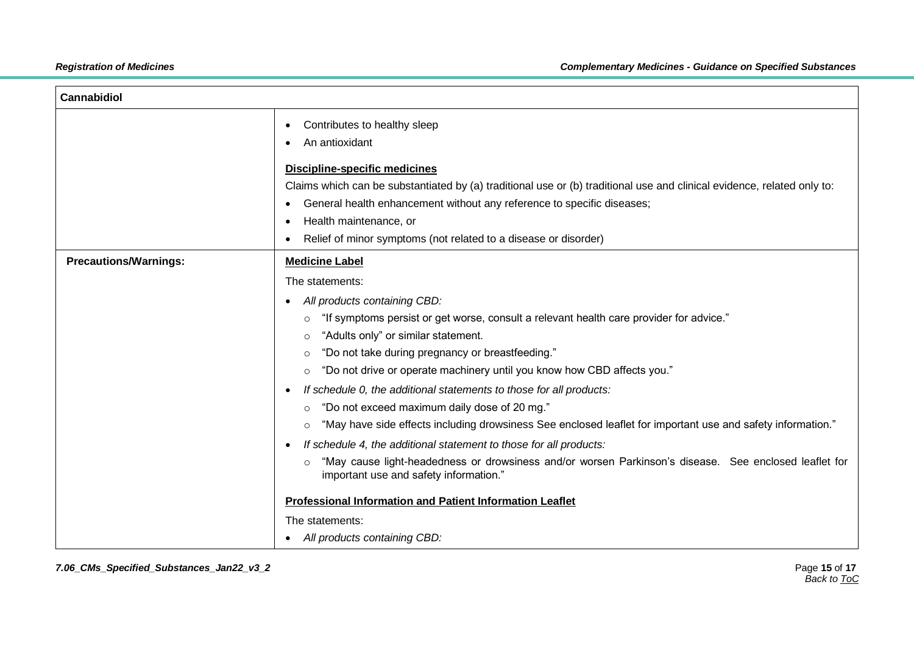| Cannabidiol | |
|---|---|
| | • Contributes to healthy sleep<br>• An antioxidant<br><br>**Discipline-specific medicines**<br>Claims which can be substantiated by (a) traditional use or (b) traditional use and clinical evidence, related only to:<br>• General health enhancement without any reference to specific diseases;<br>• Health maintenance, or<br>• Relief of minor symptoms (not related to a disease or disorder) |
| **Precautions/Warnings:** | **Medicine Label**<br>The statements:<br>• *All products containing CBD:*<br>  ○ "If symptoms persist or get worse, consult a relevant health care provider for advice."<br>  ○ "Adults only" or similar statement.<br>  ○ "Do not take during pregnancy or breastfeeding."<br>  ○ "Do not drive or operate machinery until you know how CBD affects you."<br>• *If schedule 0, the additional statements to those for all products:*<br>  ○ "Do not exceed maximum daily dose of 20 mg."<br>  ○ "May have side effects including drowsiness See enclosed leaflet for important use and safety information."<br>• *If schedule 4, the additional statement to those for all products:*<br>  ○ "May cause light-headedness or drowsiness and/or worsen Parkinson's disease. See enclosed leaflet for important use and safety information."<br><br>**Professional Information and Patient Information Leaflet**<br>The statements:<br>• *All products containing CBD:* |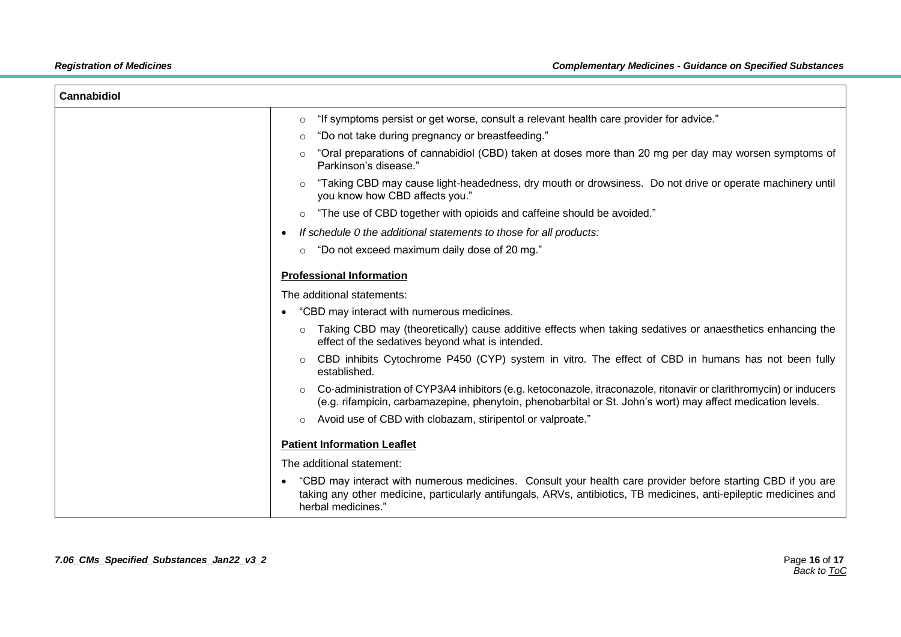| Cannabidiol | |
|---|---|
| | ◦ "If symptoms persist or get worse, consult a relevant health care provider for advice."<br>◦ "Do not take during pregnancy or breastfeeding."<br>◦ "Oral preparations of cannabidiol (CBD) taken at doses more than 20 mg per day may worsen symptoms of Parkinson's disease."<br>◦ "Taking CBD may cause light-headedness, dry mouth or drowsiness. Do not drive or operate machinery until you know how CBD affects you."<br>◦ "The use of CBD together with opioids and caffeine should be avoided."<br>• *If schedule 0 the additional statements to those for all products:*<br>◦ "Do not exceed maximum daily dose of 20 mg."<br><br>**<u>Professional Information</u>**<br><br>The additional statements:<br>• "CBD may interact with numerous medicines.<br>◦ Taking CBD may (theoretically) cause additive effects when taking sedatives or anaesthetics enhancing the effect of the sedatives beyond what is intended.<br>◦ CBD inhibits Cytochrome P450 (CYP) system in vitro. The effect of CBD in humans has not been fully established.<br>◦ Co-administration of CYP3A4 inhibitors (e.g. ketoconazole, itraconazole, ritonavir or clarithromycin) or inducers (e.g. rifampicin, carbamazepine, phenytoin, phenobarbital or St. John's wort) may affect medication levels.<br>◦ Avoid use of CBD with clobazam, stiripentol or valproate."<br><br>**<u>Patient Information Leaflet</u>**<br><br>The additional statement:<br>• "CBD may interact with numerous medicines. Consult your health care provider before starting CBD if you are taking any other medicine, particularly antifungals, ARVs, antibiotics, TB medicines, anti-epileptic medicines and herbal medicines." |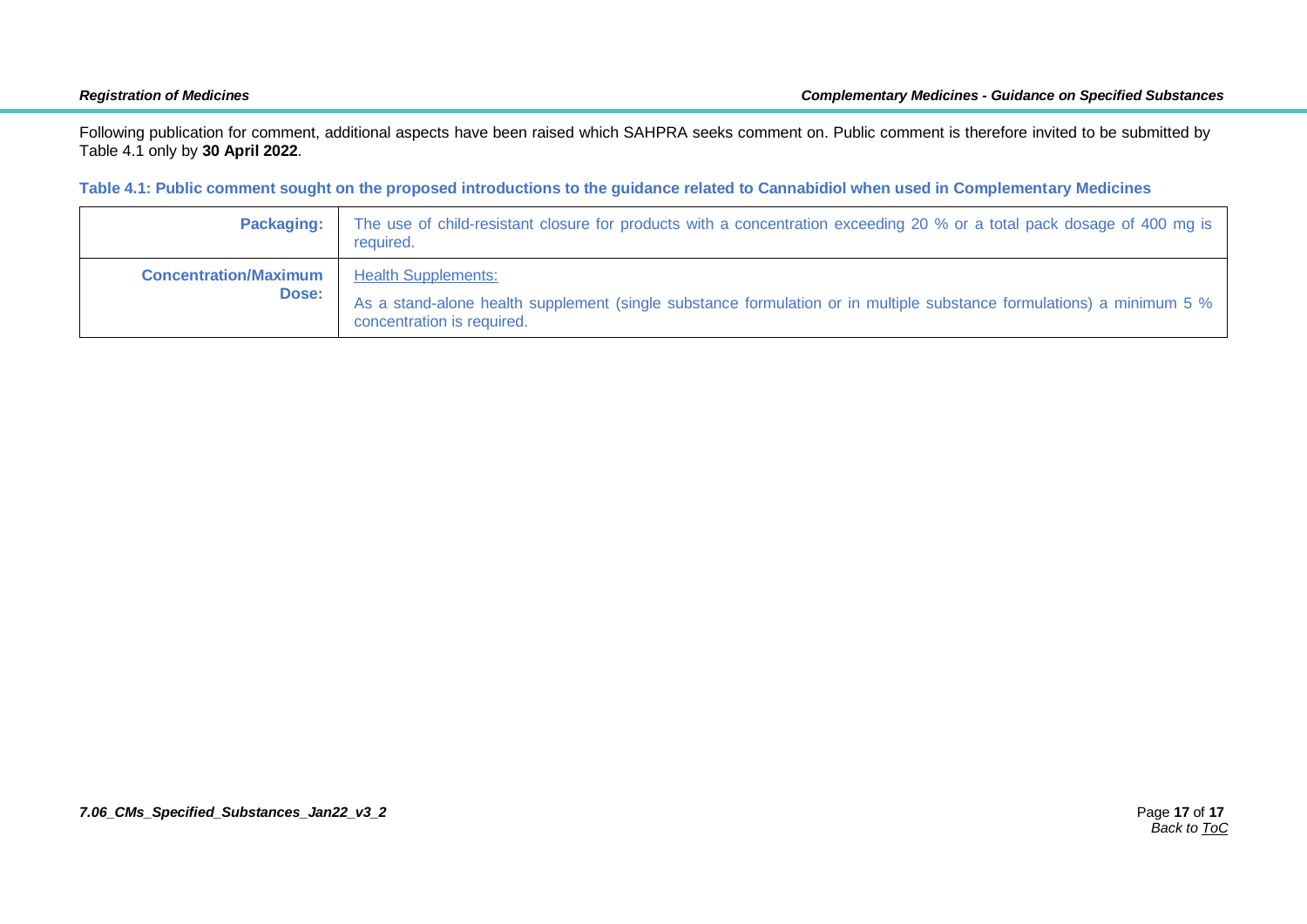Following publication for comment, additional aspects have been raised which SAHPRA seeks comment on. Public comment is therefore invited to be submitted by Table 4.1 only by **30 April 2022**.

**Table 4.1: Public comment sought on the proposed introductions to the guidance related to Cannabidiol when used in Complementary Medicines**

| | |
|---|---|
| **Packaging:** | The use of child-resistant closure for products with a concentration exceeding 20 % or a total pack dosage of 400 mg is required. |
| **Concentration/Maximum Dose:** | Health Supplements:<br><br>As a stand-alone health supplement (single substance formulation or in multiple substance formulations) a minimum 5 % concentration is required. |

*Back to ToC*